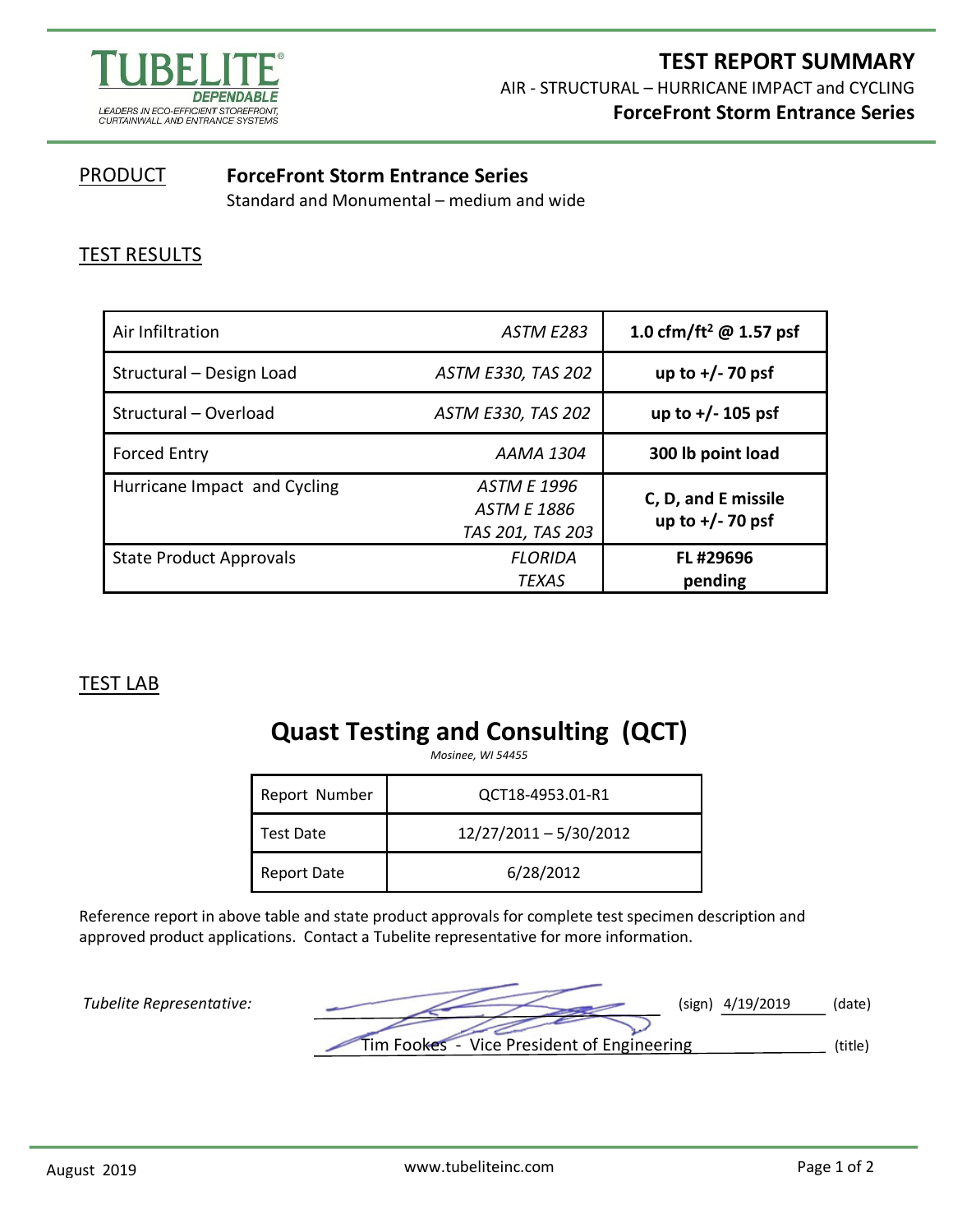TUBELITE®
DEPENDABLE
LEADERS IN ECO-EFFICIENT STOREFRONT, CURTAINWALL AND ENTRANCE SYSTEMS

# TEST REPORT SUMMARY

AIR - STRUCTURAL – HURRICANE IMPACT and CYCLING

**ForceFront Storm Entrance Series**

## PRODUCT

**ForceFront Storm Entrance Series**
Standard and Monumental – medium and wide

## TEST RESULTS

| Test | Standard | Result |
|---|---|---|
| Air Infiltration | *ASTM E283* | **1.0 cfm/ft² @ 1.57 psf** |
| Structural – Design Load | *ASTM E330, TAS 202* | **up to +/- 70 psf** |
| Structural – Overload | *ASTM E330, TAS 202* | **up to +/- 105 psf** |
| Forced Entry | *AAMA 1304* | **300 lb point load** |
| Hurricane Impact and Cycling | *ASTM E 1996*<br>*ASTM E 1886*<br>*TAS 201, TAS 203* | **C, D, and E missile**<br>**up to +/- 70 psf** |
| State Product Approvals | *FLORIDA*<br>*TEXAS* | **FL #29696**<br>**pending** |

## TEST LAB

### Quast Testing and Consulting (QCT)

*Mosinee, WI 54455*

| | |
|---|---|
| Report Number | QCT18-4953.01-R1 |
| Test Date | 12/27/2011 – 5/30/2012 |
| Report Date | 6/28/2012 |

Reference report in above table and state product approvals for complete test specimen description and approved product applications. Contact a Tubelite representative for more information.

*Tubelite Representative:* (sign) 4/19/2019 (date)

Tim Fookes - Vice President of Engineering (title)

August 2019

www.tubeliteinc.com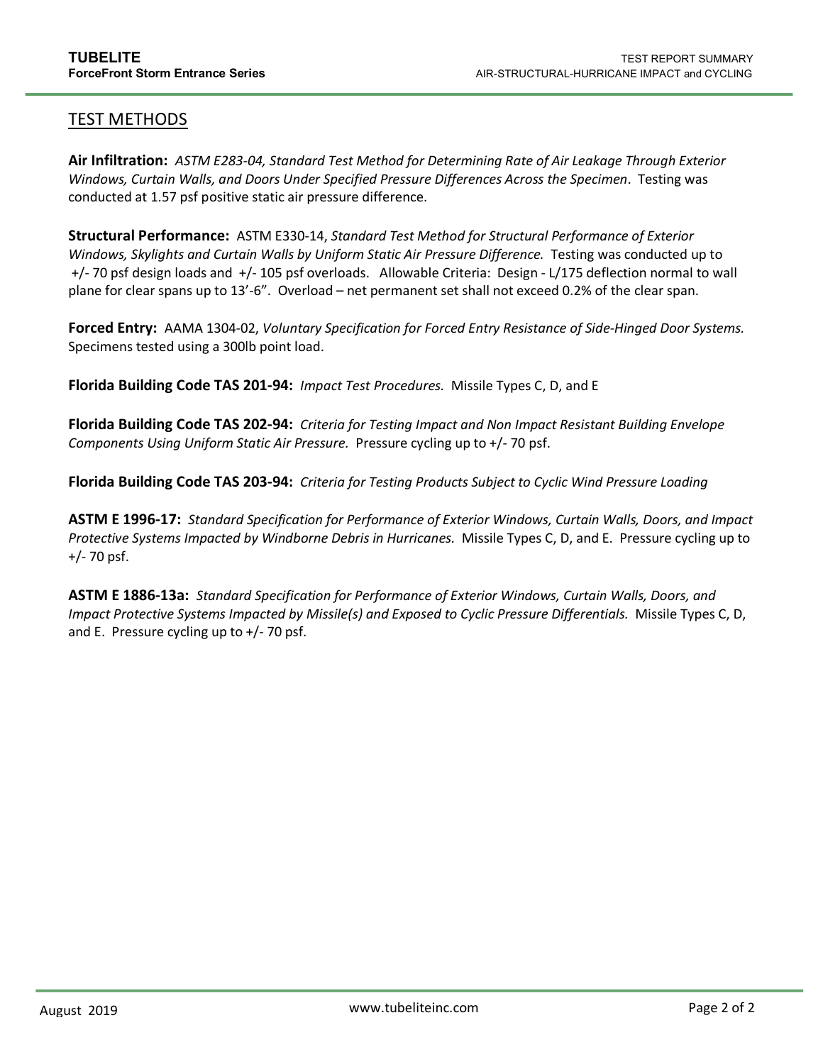## TEST METHODS

**Air Infiltration:** *ASTM E283-04, Standard Test Method for Determining Rate of Air Leakage Through Exterior Windows, Curtain Walls, and Doors Under Specified Pressure Differences Across the Specimen*. Testing was conducted at 1.57 psf positive static air pressure difference.

**Structural Performance:** ASTM E330-14, *Standard Test Method for Structural Performance of Exterior Windows, Skylights and Curtain Walls by Uniform Static Air Pressure Difference.* Testing was conducted up to +/- 70 psf design loads and +/- 105 psf overloads. Allowable Criteria: Design - L/175 deflection normal to wall plane for clear spans up to 13'-6". Overload – net permanent set shall not exceed 0.2% of the clear span.

**Forced Entry:** AAMA 1304-02, *Voluntary Specification for Forced Entry Resistance of Side-Hinged Door Systems.* Specimens tested using a 300lb point load.

**Florida Building Code TAS 201-94:** *Impact Test Procedures.* Missile Types C, D, and E

**Florida Building Code TAS 202-94:** *Criteria for Testing Impact and Non Impact Resistant Building Envelope Components Using Uniform Static Air Pressure.* Pressure cycling up to +/- 70 psf.

**Florida Building Code TAS 203-94:** *Criteria for Testing Products Subject to Cyclic Wind Pressure Loading*

**ASTM E 1996-17:** *Standard Specification for Performance of Exterior Windows, Curtain Walls, Doors, and Impact Protective Systems Impacted by Windborne Debris in Hurricanes.* Missile Types C, D, and E. Pressure cycling up to +/- 70 psf.

**ASTM E 1886-13a:** *Standard Specification for Performance of Exterior Windows, Curtain Walls, Doors, and Impact Protective Systems Impacted by Missile(s) and Exposed to Cyclic Pressure Differentials.* Missile Types C, D, and E. Pressure cycling up to +/- 70 psf.